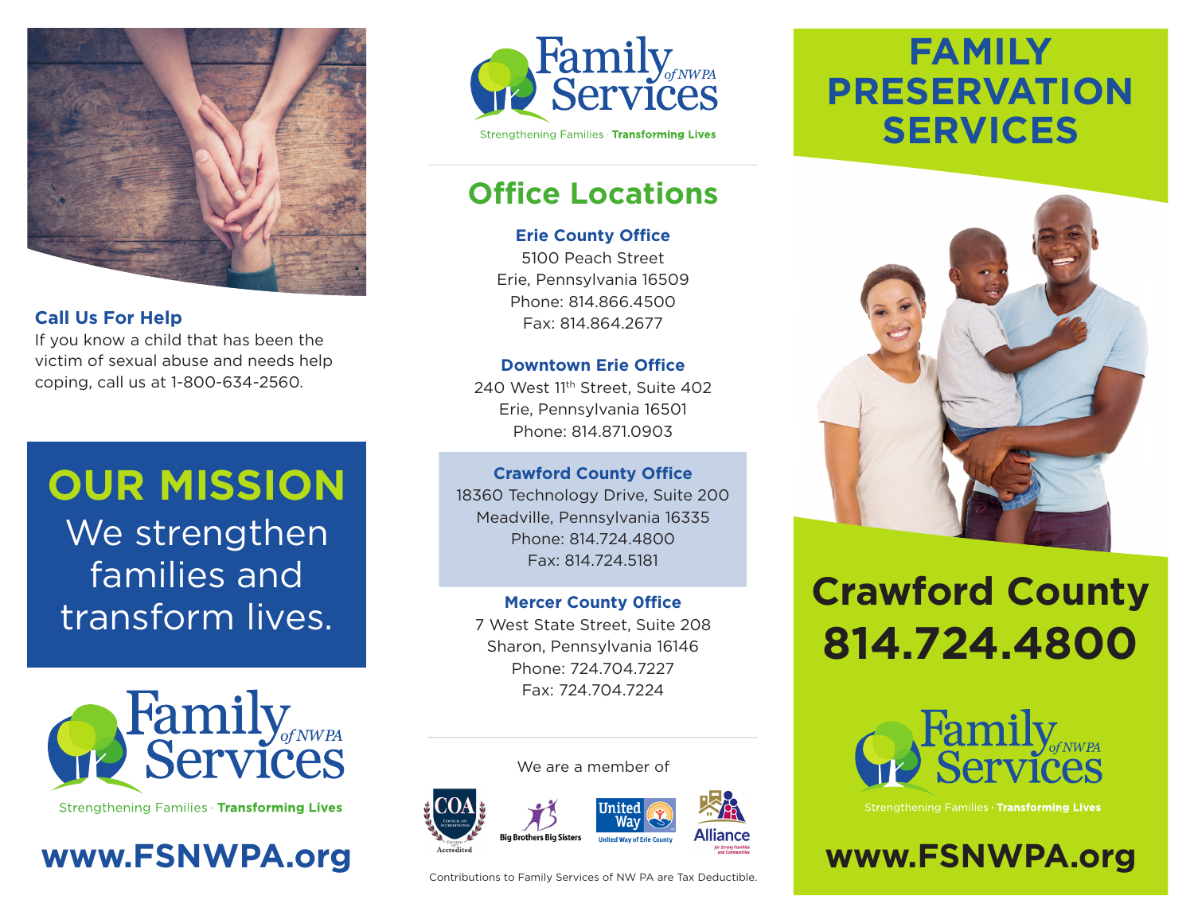## Call Us For Help

If you know a child that has been the victim of sexual abuse and needs help coping, call us at 1-800-634-2560.

## OUR MISSION

We strengthen families and transform lives.

Family Services of NWPA

Strengthening Families · **Transforming Lives**

**www.FSNWPA.org**

---

Family Services of NWPA

Strengthening Families · **Transforming Lives**

## Office Locations

**Erie County Office**
5100 Peach Street
Erie, Pennsylvania 16509
Phone: 814.866.4500
Fax: 814.864.2677

**Downtown Erie Office**
240 West 11th Street, Suite 402
Erie, Pennsylvania 16501
Phone: 814.871.0903

**Crawford County Office**
18360 Technology Drive, Suite 200
Meadville, Pennsylvania 16335
Phone: 814.724.4800
Fax: 814.724.5181

**Mercer County Office**
7 West State Street, Suite 208
Sharon, Pennsylvania 16146
Phone: 724.704.7227
Fax: 724.704.7224

We are a member of

COA Council on Accreditation Accredited · Big Brothers Big Sisters · United Way of Erie County · Alliance for Strong Families and Communities

Contributions to Family Services of NW PA are Tax Deductible.

---

# FAMILY PRESERVATION SERVICES

## Crawford County 814.724.4800

Family Services of NWPA

Strengthening Families · **Transforming Lives**

**www.FSNWPA.org**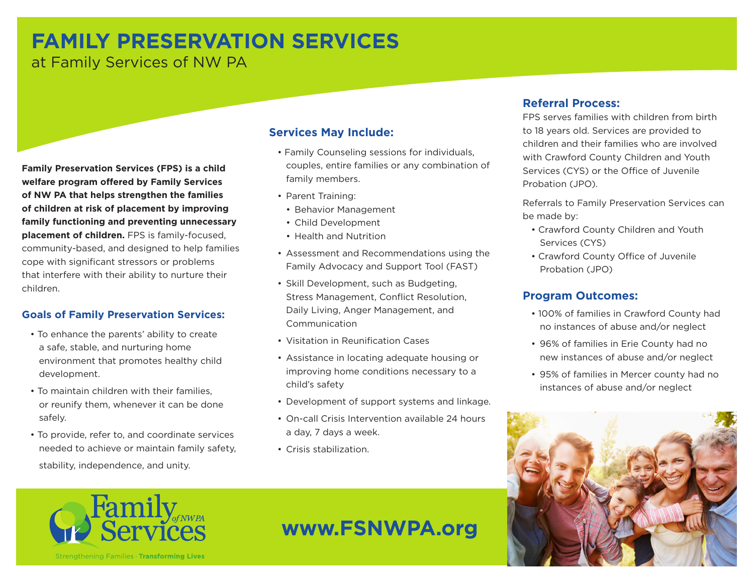# FAMILY PRESERVATION SERVICES

at Family Services of NW PA

**Family Preservation Services (FPS) is a child welfare program offered by Family Services of NW PA that helps strengthen the families of children at risk of placement by improving family functioning and preventing unnecessary placement of children.** FPS is family-focused, community-based, and designed to help families cope with significant stressors or problems that interfere with their ability to nurture their children.

## Goals of Family Preservation Services:

- To enhance the parents' ability to create a safe, stable, and nurturing home environment that promotes healthy child development.
- To maintain children with their families, or reunify them, whenever it can be done safely.
- To provide, refer to, and coordinate services needed to achieve or maintain family safety, stability, independence, and unity.

## Services May Include:

- Family Counseling sessions for individuals, couples, entire families or any combination of family members.
- Parent Training:
  - Behavior Management
  - Child Development
  - Health and Nutrition
- Assessment and Recommendations using the Family Advocacy and Support Tool (FAST)
- Skill Development, such as Budgeting, Stress Management, Conflict Resolution, Daily Living, Anger Management, and Communication
- Visitation in Reunification Cases
- Assistance in locating adequate housing or improving home conditions necessary to a child's safety
- Development of support systems and linkage.
- On-call Crisis Intervention available 24 hours a day, 7 days a week.
- Crisis stabilization.

## Referral Process:

FPS serves families with children from birth to 18 years old. Services are provided to children and their families who are involved with Crawford County Children and Youth Services (CYS) or the Office of Juvenile Probation (JPO).

Referrals to Family Preservation Services can be made by:

- Crawford County Children and Youth Services (CYS)
- Crawford County Office of Juvenile Probation (JPO)

## Program Outcomes:

- 100% of families in Crawford County had no instances of abuse and/or neglect
- 96% of families in Erie County had no new instances of abuse and/or neglect
- 95% of families in Mercer county had no instances of abuse and/or neglect

Family Services of NW PA

Strengthening Families · **Transforming Lives**

**www.FSNWPA.org**